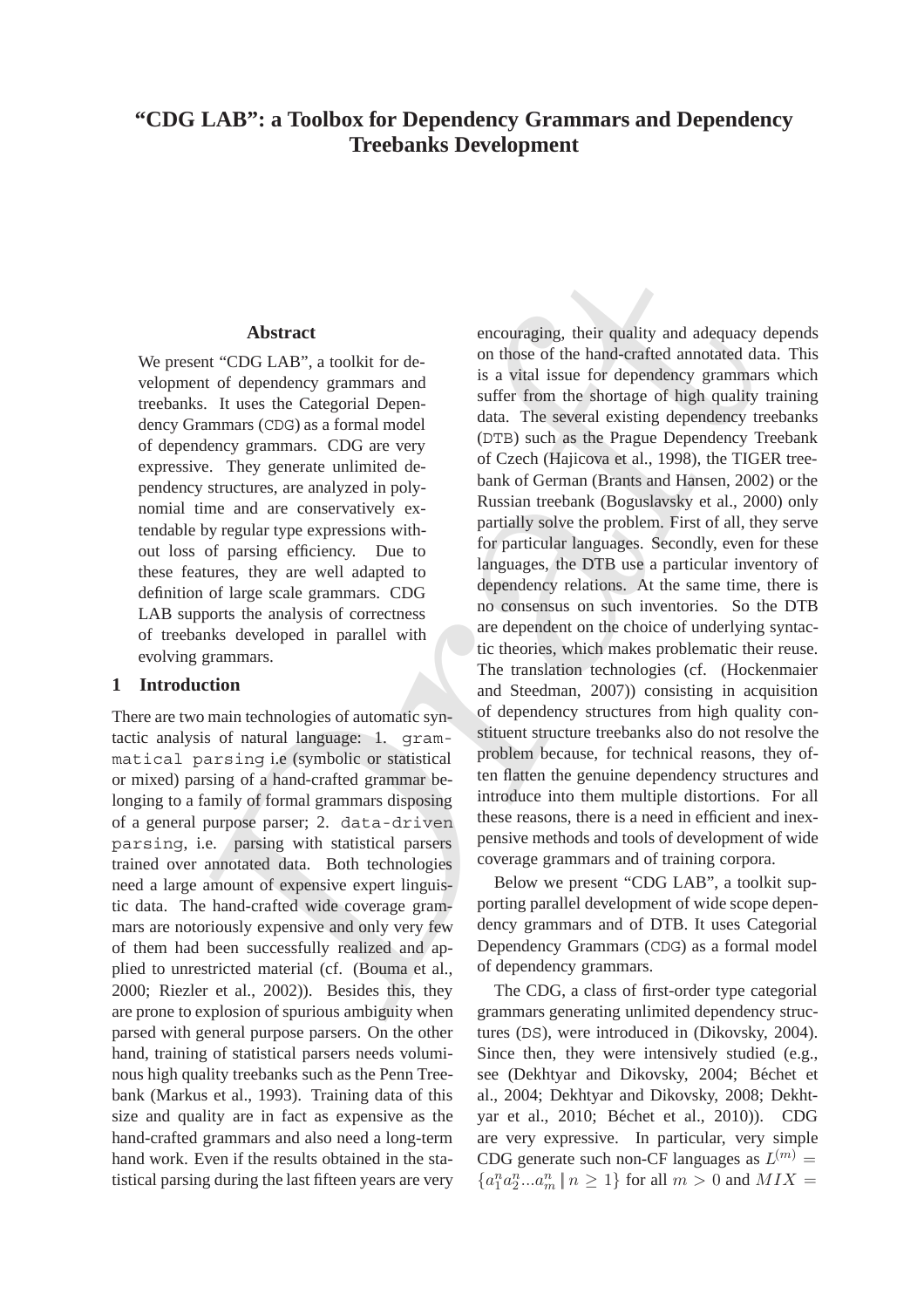# "CDG LAB": a Toolbox for Dependency Grammars and Dependency Treebanks Development

## Abstract

We present "CDG LAB", a toolkit for development of dependency grammars and treebanks. It uses the Categorial Dependency Grammars (CDG) as a formal model of dependency grammars. CDG are very expressive. They generate unlimited dependency structures, are analyzed in polynomial time and are conservatively extendable by regular type expressions without loss of parsing efficiency. Due to these features, they are well adapted to definition of large scale grammars. CDG LAB supports the analysis of correctness of treebanks developed in parallel with evolving grammars.

## 1 Introduction

There are two main technologies of automatic syntactic analysis of natural language: 1. `grammatical parsing` i.e (symbolic or statistical or mixed) parsing of a hand-crafted grammar belonging to a family of formal grammars disposing of a general purpose parser; 2. `data-driven parsing`, i.e. parsing with statistical parsers trained over annotated data. Both technologies need a large amount of expensive expert linguistic data. The hand-crafted wide coverage grammars are notoriously expensive and only very few of them had been successfully realized and applied to unrestricted material (cf. (Bouma et al., 2000; Riezler et al., 2002)). Besides this, they are prone to explosion of spurious ambiguity when parsed with general purpose parsers. On the other hand, training of statistical parsers needs voluminous high quality treebanks such as the Penn Treebank (Markus et al., 1993). Training data of this size and quality are in fact as expensive as the hand-crafted grammars and also need a long-term hand work. Even if the results obtained in the statistical parsing during the last fifteen years are very encouraging, their quality and adequacy depends on those of the hand-crafted annotated data. This is a vital issue for dependency grammars which suffer from the shortage of high quality training data. The several existing dependency treebanks (DTB) such as the Prague Dependency Treebank of Czech (Hajicova et al., 1998), the TIGER treebank of German (Brants and Hansen, 2002) or the Russian treebank (Boguslavsky et al., 2000) only partially solve the problem. First of all, they serve for particular languages. Secondly, even for these languages, the DTB use a particular inventory of dependency relations. At the same time, there is no consensus on such inventories. So the DTB are dependent on the choice of underlying syntactic theories, which makes problematic their reuse. The translation technologies (cf. (Hockenmaier and Steedman, 2007)) consisting in acquisition of dependency structures from high quality constituent structure treebanks also do not resolve the problem because, for technical reasons, they often flatten the genuine dependency structures and introduce into them multiple distortions. For all these reasons, there is a need in efficient and inexpensive methods and tools of development of wide coverage grammars and of training corpora.

Below we present "CDG LAB", a toolkit supporting parallel development of wide scope dependency grammars and of DTB. It uses Categorial Dependency Grammars (CDG) as a formal model of dependency grammars.

The CDG, a class of first-order type categorial grammars generating unlimited dependency structures (DS), were introduced in (Dikovsky, 2004). Since then, they were intensively studied (e.g., see (Dekhtyar and Dikovsky, 2004; Béchet et al., 2004; Dekhtyar and Dikovsky, 2008; Dekhtyar et al., 2010; Béchet et al., 2010)). CDG are very expressive. In particular, very simple CDG generate such non-CF languages as $L^{(m)} = \{a_1^n a_2^n ... a_m^n \parallel n \geq 1\}$ for all $m > 0$ and $MIX =$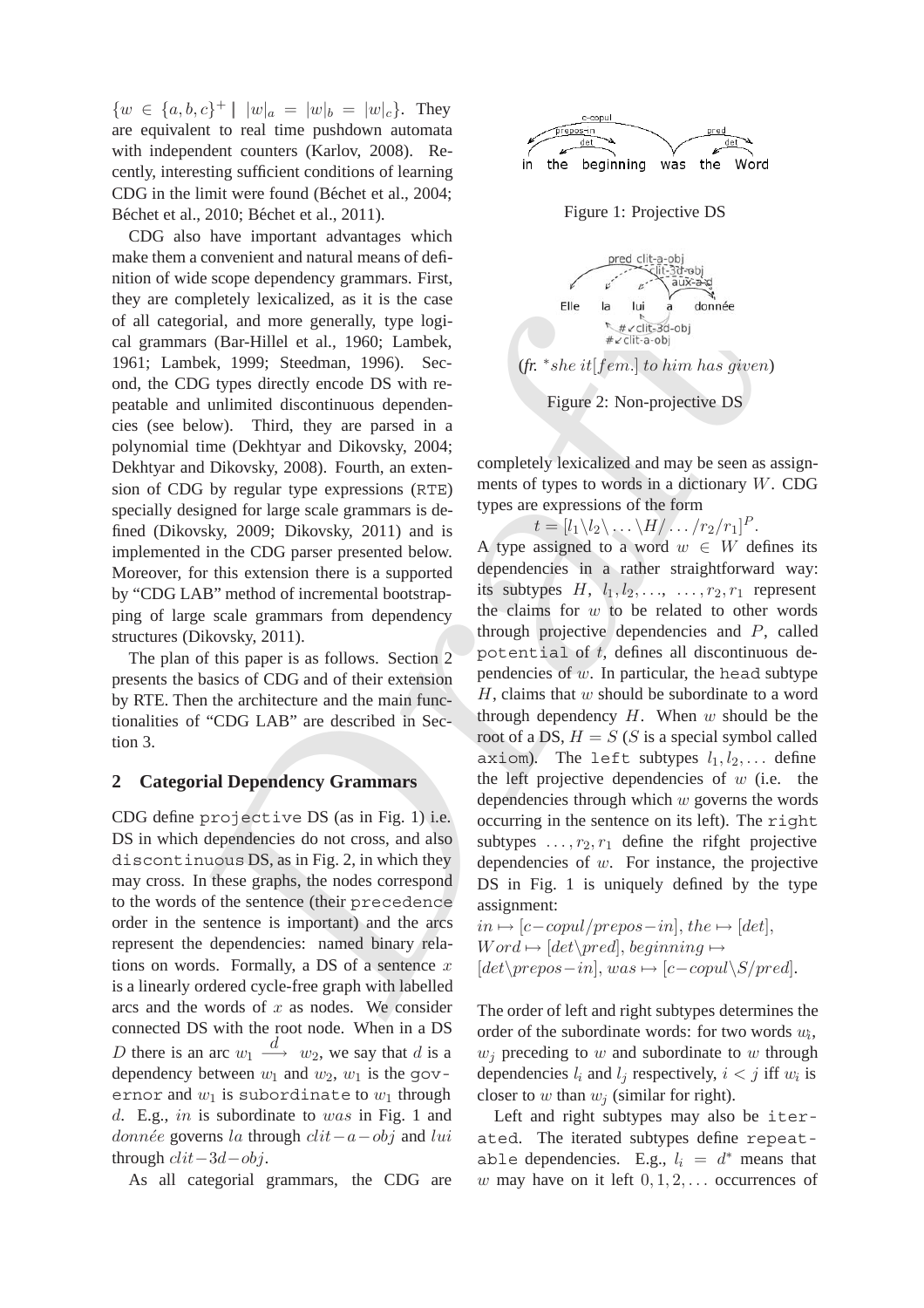$\{w \in \{a,b,c\}^+ \mid |w|_a = |w|_b = |w|_c\}$. They are equivalent to real time pushdown automata with independent counters (Karlov, 2008). Recently, interesting sufficient conditions of learning CDG in the limit were found (Béchet et al., 2004; Béchet et al., 2010; Béchet et al., 2011).

CDG also have important advantages which make them a convenient and natural means of definition of wide scope dependency grammars. First, they are completely lexicalized, as it is the case of all categorial, and more generally, type logical grammars (Bar-Hillel et al., 1960; Lambek, 1961; Lambek, 1999; Steedman, 1996). Second, the CDG types directly encode DS with repeatable and unlimited discontinuous dependencies (see below). Third, they are parsed in a polynomial time (Dekhtyar and Dikovsky, 2004; Dekhtyar and Dikovsky, 2008). Fourth, an extension of CDG by regular type expressions (RTE) specially designed for large scale grammars is defined (Dikovsky, 2009; Dikovsky, 2011) and is implemented in the CDG parser presented below. Moreover, for this extension there is a supported by "CDG LAB" method of incremental bootstrapping of large scale grammars from dependency structures (Dikovsky, 2011).

The plan of this paper is as follows. Section 2 presents the basics of CDG and of their extension by RTE. Then the architecture and the main functionalities of "CDG LAB" are described in Section 3.

## 2 Categorial Dependency Grammars

CDG define projective DS (as in Fig. 1) i.e. DS in which dependencies do not cross, and also discontinuous DS, as in Fig. 2, in which they may cross. In these graphs, the nodes correspond to the words of the sentence (their precedence order in the sentence is important) and the arcs represent the dependencies: named binary relations on words. Formally, a DS of a sentence $x$ is a linearly ordered cycle-free graph with labelled arcs and the words of $x$ as nodes. We consider connected DS with the root node. When in a DS $D$ there is an arc $w_1 \xrightarrow{d} w_2$, we say that $d$ is a dependency between $w_1$ and $w_2$, $w_1$ is the governor and $w_1$ is subordinate to $w_1$ through $d$. E.g., $in$ is subordinate to $was$ in Fig. 1 and $donnée$ governs $la$ through $clit-a-obj$ and $lui$ through $clit-3d-obj$.

As all categorial grammars, the CDG are

Figure 1: Projective DS

(fr. $^*she\ it[fem.]\ to\ him\ has\ given$)

Figure 2: Non-projective DS

completely lexicalized and may be seen as assignments of types to words in a dictionary $W$. CDG types are expressions of the form

$$t = [l_1\backslash l_2\backslash \ldots \backslash H/ \ldots /r_2/r_1]^P.$$

A type assigned to a word $w \in W$ defines its dependencies in a rather straightforward way: its subtypes $H$, $l_1, l_2, \ldots,\ \ldots, r_2, r_1$ represent the claims for $w$ to be related to other words through projective dependencies and $P$, called potential of $t$, defines all discontinuous dependencies of $w$. In particular, the head subtype $H$, claims that $w$ should be subordinate to a word through dependency $H$. When $w$ should be the root of a DS, $H = S$ ($S$ is a special symbol called axiom). The left subtypes $l_1, l_2, \ldots$ define the left projective dependencies of $w$ (i.e. the dependencies through which $w$ governs the words occurring in the sentence on its left). The right subtypes $\ldots, r_2, r_1$ define the rifght projective dependencies of $w$. For instance, the projective DS in Fig. 1 is uniquely defined by the type assignment:

$in \mapsto [c-copul/prepos-in]$, $the \mapsto [det]$, $Word \mapsto [det\backslash pred]$, $beginning \mapsto [det\backslash prepos-in]$, $was \mapsto [c-copul\backslash S/pred]$.

The order of left and right subtypes determines the order of the subordinate words: for two words $w_i$, $w_j$ preceding to $w$ and subordinate to $w$ through dependencies $l_i$ and $l_j$ respectively, $i < j$ iff $w_i$ is closer to $w$ than $w_j$ (similar for right).

Left and right subtypes may also be iterated. The iterated subtypes define repeatable dependencies. E.g., $l_i = d^*$ means that $w$ may have on it left $0, 1, 2, \ldots$ occurrences of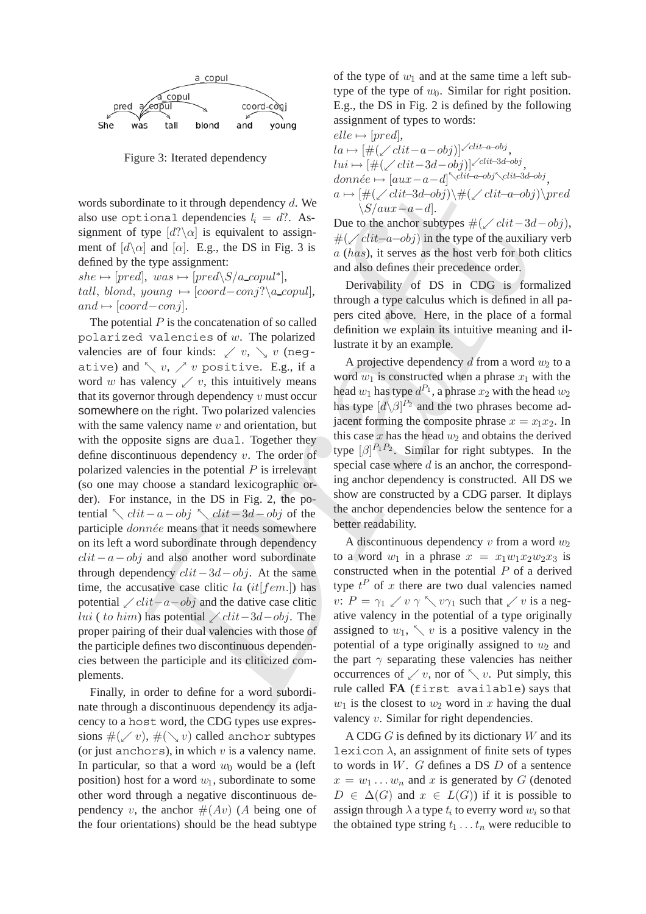Figure 3: Iterated dependency

words subordinate to it through dependency $d$. We also use optional dependencies $l_i = d?$. Assignment of type $[d?\backslash\alpha]$ is equivalent to assignment of $[d\backslash\alpha]$ and $[\alpha]$. E.g., the DS in Fig. 3 is defined by the type assignment:
$she \mapsto [pred]$, $was \mapsto [pred\backslash S/a\_copul^*]$,
$tall,\ blond,\ young \mapsto [coord-conj?\backslash a\_copul]$,
$and \mapsto [coord-conj]$.

The potential $P$ is the concatenation of so called polarized valencies of $w$. The polarized valencies are of four kinds: $\swarrow v$, $\searrow v$ (negative) and $\nwarrow v$, $\nearrow v$ positive. E.g., if a word $w$ has valency $\swarrow v$, this intuitively means that its governor through dependency $v$ must occur somewhere on the right. Two polarized valencies with the same valency name $v$ and orientation, but with the opposite signs are dual. Together they define discontinuous dependency $v$. The order of polarized valencies in the potential $P$ is irrelevant (so one may choose a standard lexicographic order). For instance, in the DS in Fig. 2, the potential $\nwarrow clit-a-obj \nwarrow clit-3d-obj$ of the participle *donnée* means that it needs somewhere on its left a word subordinate through dependency $clit-a-obj$ and also another word subordinate through dependency $clit-3d-obj$. At the same time, the accusative case clitic $la$ ($it[fem.]$) has potential $\swarrow clit-a-obj$ and the dative case clitic $lui$ ( $to\ him$) has potential $\swarrow clit-3d-obj$. The proper pairing of their dual valencies with those of the participle defines two discontinuous dependencies between the participle and its cliticized complements.

Finally, in order to define for a word subordinate through a discontinuous dependency its adjacency to a host word, the CDG types use expressions $\#(\swarrow v)$, $\#(\searrow v)$ called anchor subtypes (or just anchors), in which $v$ is a valency name. In particular, so that a word $w_0$ would be a (left position) host for a word $w_1$, subordinate to some other word through a negative discontinuous dependency $v$, the anchor $\#(Av)$ ($A$ being one of the four orientations) should be the head subtype of the type of $w_1$ and at the same time a left subtype of the type of $w_0$. Similar for right position. E.g., the DS in Fig. 2 is defined by the following assignment of types to words:
$elle \mapsto [pred]$,
$la \mapsto [\#(\swarrow clit-a-obj)]^{\swarrow clit-a-obj}$,
$lui \mapsto [\#(\swarrow clit-3d-obj)]^{\swarrow clit-3d-obj}$,
$donnée \mapsto [aux-a-d]^{\nwarrow clit-a-obj \nwarrow clit-3d-obj}$,
$a \mapsto [\#(\swarrow clit\text{–}3d\text{–}obj)\backslash\#(\swarrow clit\text{–}a\text{–}obj)\backslash pred \backslash S/aux-a-d]$.

Due to the anchor subtypes $\#(\swarrow clit-3d-obj)$, $\#(\swarrow clit\text{–}a\text{–}obj)$ in the type of the auxiliary verb $a$ ($has$), it serves as the host verb for both clitics and also defines their precedence order.

Derivability of DS in CDG is formalized through a type calculus which is defined in all papers cited above. Here, in the place of a formal definition we explain its intuitive meaning and illustrate it by an example.

A projective dependency $d$ from a word $w_2$ to a word $w_1$ is constructed when a phrase $x_1$ with the head $w_1$ has type $d^{P_1}$, a phrase $x_2$ with the head $w_2$ has type $[d\backslash\beta]^{P_2}$ and the two phrases become adjacent forming the composite phrase $x = x_1x_2$. In this case $x$ has the head $w_2$ and obtains the derived type $[\beta]^{P_1P_2}$. Similar for right subtypes. In the special case where $d$ is an anchor, the corresponding anchor dependency is constructed. All DS we show are constructed by a CDG parser. It diplays the anchor dependencies below the sentence for a better readability.

A discontinuous dependency $v$ from a word $w_2$ to a word $w_1$ in a phrase $x = x_1w_1x_2w_2x_3$ is constructed when in the potential $P$ of a derived type $t^P$ of $x$ there are two dual valencies named $v$: $P = \gamma_1 \swarrow v\ \gamma \nwarrow v\gamma_1$ such that $\swarrow v$ is a negative valency in the potential of a type originally assigned to $w_1$, $\nwarrow v$ is a positive valency in the potential of a type originally assigned to $w_2$ and the part $\gamma$ separating these valencies has neither occurrences of $\swarrow v$, nor of $\nwarrow v$. Put simply, this rule called **FA** (first available) says that $w_1$ is the closest to $w_2$ word in $x$ having the dual valency $v$. Similar for right dependencies.

A CDG $G$ is defined by its dictionary $W$ and its lexicon $\lambda$, an assignment of finite sets of types to words in $W$. $G$ defines a DS $D$ of a sentence $x = w_1 \dots w_n$ and $x$ is generated by $G$ (denoted $D \in \Delta(G)$ and $x \in L(G)$) if it is possible to assign through $\lambda$ a type $t_i$ to everry word $w_i$ so that the obtained type string $t_1 \dots t_n$ were reducible to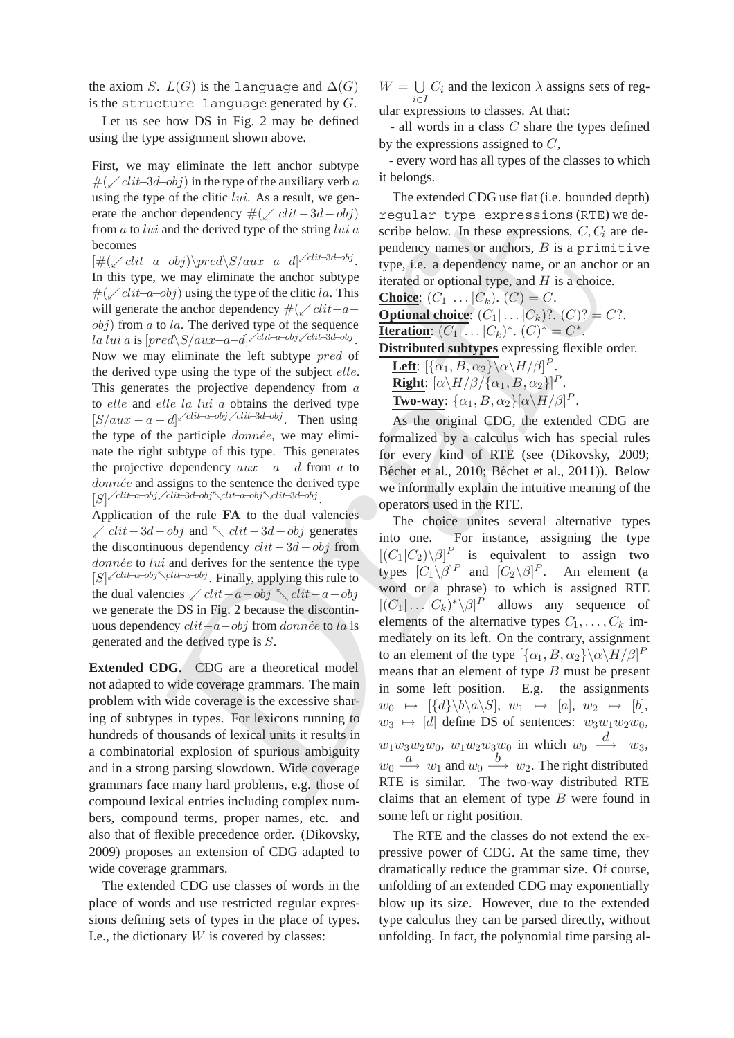the axiom $S$. $L(G)$ is the `language` and $\Delta(G)$ is the `structure language` generated by $G$.

Let us see how DS in Fig. 2 may be defined using the type assignment shown above.

First, we may eliminate the left anchor subtype $\#(\swarrow clit\text{–}3d\text{–}obj)$ in the type of the auxiliary verb $a$ using the type of the clitic $lui$. As a result, we generate the anchor dependency $\#(\swarrow clit-3d-obj)$ from $a$ to $lui$ and the derived type of the string $lui\ a$ becomes $[\#(\swarrow clit\text{–}a\text{–}obj)\backslash pred\backslash S/aux\text{–}a\text{–}d]^{\swarrow clit\text{–}3d\text{–}obj}$. In this type, we may eliminate the anchor subtype $\#(\swarrow clit\text{–}a\text{–}obj)$ using the type of the clitic $la$. This will generate the anchor dependency $\#(\swarrow clit-a-obj)$ from $a$ to $la$. The derived type of the sequence $la\ lui\ a$ is $[pred\backslash S/aux\text{–}a\text{–}d]^{\swarrow clit\text{–}a\text{–}obj \swarrow clit\text{–}3d\text{–}obj}$. Now we may eliminate the left subtype $pred$ of the derived type using the type of the subject $elle$. This generates the projective dependency from $a$ to $elle$ and $elle\ la\ lui\ a$ obtains the derived type $[S/aux-a-d]^{\swarrow clit\text{–}a\text{–}obj \swarrow clit\text{–}3d\text{–}obj}$. Then using the type of the participle $donnée$, we may eliminate the right subtype of this type. This generates the projective dependency $aux-a-d$ from $a$ to $donnée$ and assigns to the sentence the derived type $[S]^{\swarrow clit\text{–}a\text{–}obj \swarrow clit\text{–}3d\text{–}obj \nwarrow clit\text{–}a\text{–}obj \nwarrow clit\text{–}3d\text{–}obj}$.

Application of the rule **FA** to the dual valencies $\swarrow clit-3d-obj$ and $\nwarrow clit-3d-obj$ generates the discontinuous dependency $clit-3d-obj$ from $donnée$ to $lui$ and derives for the sentence the type $[S]^{\swarrow clit\text{–}a\text{–}obj \nwarrow clit\text{–}a\text{–}obj}$. Finally, applying this rule to the dual valencies $\swarrow clit-a-obj$ $\nwarrow clit-a-obj$ we generate the DS in Fig. 2 because the discontinuous dependency $clit\text{–}a\text{–}obj$ from $donnée$ to $la$ is generated and the derived type is $S$.

**Extended CDG.** CDG are a theoretical model not adapted to wide coverage grammars. The main problem with wide coverage is the excessive sharing of subtypes in types. For lexicons running to hundreds of thousands of lexical units it results in a combinatorial explosion of spurious ambiguity and in a strong parsing slowdown. Wide coverage grammars face many hard problems, e.g. those of compound lexical entries including complex numbers, compound terms, proper names, etc. and also that of flexible precedence order. (Dikovsky, 2009) proposes an extension of CDG adapted to wide coverage grammars.

The extended CDG use classes of words in the place of words and use restricted regular expressions defining sets of types in the place of types. I.e., the dictionary $W$ is covered by classes: $W = \bigcup_{i \in I} C_i$ and the lexicon $\lambda$ assigns sets of regular expressions to classes. At that:

- all words in a class $C$ share the types defined by the expressions assigned to $C$,
- every word has all types of the classes to which it belongs.

The extended CDG use flat (i.e. bounded depth) `regular type expressions` (RTE) we describe below. In these expressions, $C, C_i$ are dependency names or anchors, $B$ is a `primitive` type, i.e. a dependency name, or an anchor or an iterated or optional type, and $H$ is a choice.

**Choice**: $(C_1|\ldots|C_k)$. $(C) = C$.
**Optional choice**: $(C_1|\ldots|C_k)?$. $(C)? = C?$.
**Iteration**: $(C_1|\ldots|C_k)^*$. $(C)^* = C^*$.
**Distributed subtypes** expressing flexible order.
  **Left**: $[\{\alpha_1, B, \alpha_2\}\backslash\alpha\backslash H/\beta]^P$.
  **Right**: $[\alpha\backslash H/\beta/\{\alpha_1, B, \alpha_2\}]^P$.
  **Two-way**: $\{\alpha_1, B, \alpha_2\}[\alpha\backslash H/\beta]^P$.

As the original CDG, the extended CDG are formalized by a calculus wich has special rules for every kind of RTE (see (Dikovsky, 2009; Béchet et al., 2010; Béchet et al., 2011)). Below we informally explain the intuitive meaning of the operators used in the RTE.

The choice unites several alternative types into one. For instance, assigning the type $[(C_1|C_2)\backslash\beta]^P$ is equivalent to assign two types $[C_1\backslash\beta]^P$ and $[C_2\backslash\beta]^P$. An element (a word or a phrase) to which is assigned RTE $[(C_1|\ldots|C_k)^*\backslash\beta]^P$ allows any sequence of elements of the alternative types $C_1, \ldots, C_k$ immediately on its left. On the contrary, assignment to an element of the type $[\{\alpha_1, B, \alpha_2\}\backslash\alpha\backslash H/\beta]^P$ means that an element of type $B$ must be present in some left position. E.g. the assignments $w_0 \mapsto [\{d\}\backslash b\backslash a\backslash S]$, $w_1 \mapsto [a]$, $w_2 \mapsto [b]$, $w_3 \mapsto [d]$ define DS of sentences: $w_3w_1w_2w_0$, $w_1w_3w_2w_0$, $w_1w_2w_3w_0$ in which $w_0 \xrightarrow{d} w_3$, $w_0 \xrightarrow{a} w_1$ and $w_0 \xrightarrow{b} w_2$. The right distributed RTE is similar. The two-way distributed RTE claims that an element of type $B$ were found in some left or right position.

The RTE and the classes do not extend the expressive power of CDG. At the same time, they dramatically reduce the grammar size. Of course, unfolding of an extended CDG may exponentially blow up its size. However, due to the extended type calculus they can be parsed directly, without unfolding. In fact, the polynomial time parsing al-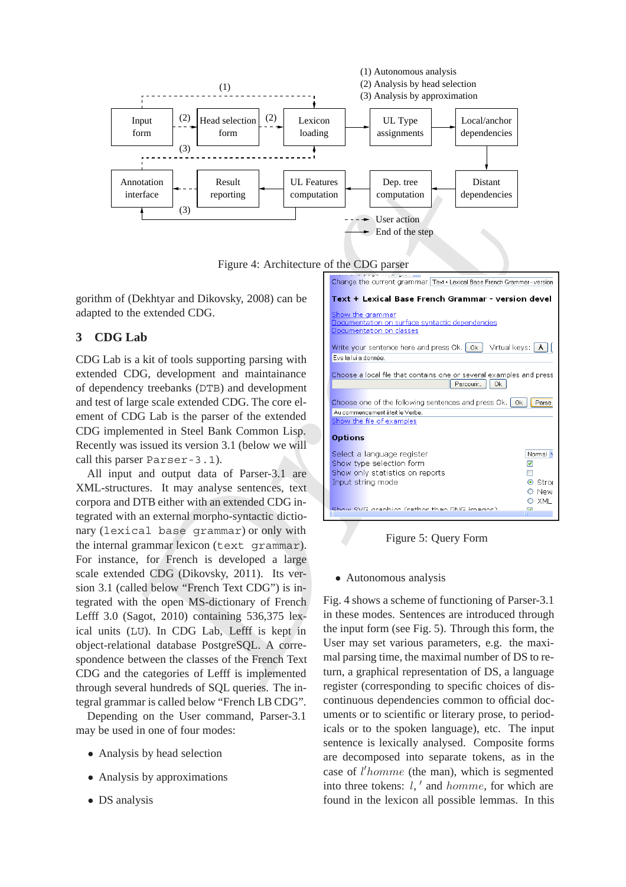Figure 4: Architecture of the CDG parser

gorithm of (Dekhtyar and Dikovsky, 2008) can be adapted to the extended CDG.

## 3 CDG Lab

CDG Lab is a kit of tools supporting parsing with extended CDG, development and maintainance of dependency treebanks (DTB) and development and test of large scale extended CDG. The core element of CDG Lab is the parser of the extended CDG implemented in Steel Bank Common Lisp. Recently was issued its version 3.1 (below we will call this parser `Parser-3.1`).

All input and output data of Parser-3.1 are XML-structures. It may analyse sentences, text corpora and DTB either with an extended CDG integrated with an external morpho-syntactic dictionary (`lexical base grammar`) or only with the internal grammar lexicon (`text grammar`). For instance, for French is developed a large scale extended CDG (Dikovsky, 2011). Its version 3.1 (called below "French Text CDG") is integrated with the open MS-dictionary of French Lefff 3.0 (Sagot, 2010) containing 536,375 lexical units (LU). In CDG Lab, Lefff is kept in object-relational database PostgreSQL. A correspondence between the classes of the French Text CDG and the categories of Lefff is implemented through several hundreds of SQL queries. The integral grammar is called below "French LB CDG".

Depending on the User command, Parser-3.1 may be used in one of four modes:

- Analysis by head selection
- Analysis by approximations
- DS analysis
- Autonomous analysis

Figure 5: Query Form

Fig. 4 shows a scheme of functioning of Parser-3.1 in these modes. Sentences are introduced through the input form (see Fig. 5). Through this form, the User may set various parameters, e.g. the maximal parsing time, the maximal number of DS to return, a graphical representation of DS, a language register (corresponding to specific choices of discontinuous dependencies common to official documents or to scientific or literary prose, to periodicals or to the spoken language), etc. The input sentence is lexically analysed. Composite forms are decomposed into separate tokens, as in the case of $l'homme$ (the man), which is segmented into three tokens: $l$, $'$ and $homme$, for which are found in the lexicon all possible lemmas. In this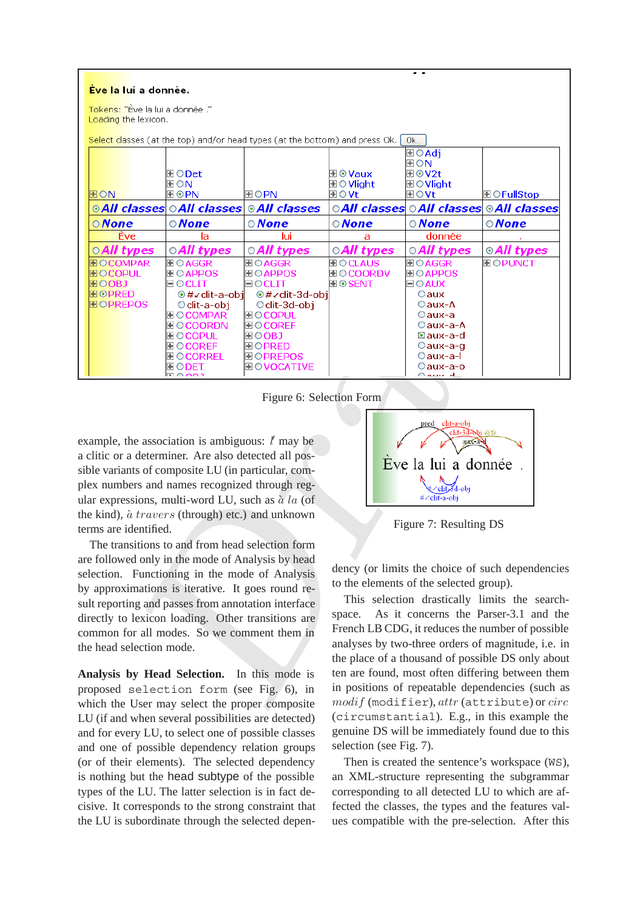Figure 6: Selection Form

Figure 7: Resulting DS

example, the association is ambiguous: *l'* may be a clitic or a determiner. Are also detected all possible variants of composite LU (in particular, complex numbers and names recognized through regular expressions, multi-word LU, such as *à la* (of the kind), *à travers* (through) etc.) and unknown terms are identified.

The transitions to and from head selection form are followed only in the mode of Analysis by head selection. Functioning in the mode of Analysis by approximations is iterative. It goes round result reporting and passes from annotation interface directly to lexicon loading. Other transitions are common for all modes. So we comment them in the head selection mode.

**Analysis by Head Selection.** In this mode is proposed `selection form` (see Fig. 6), in which the User may select the proper composite LU (if and when several possibilities are detected) and for every LU, to select one of possible classes and one of possible dependency relation groups (or of their elements). The selected dependency is nothing but the head subtype of the possible types of the LU. The latter selection is in fact decisive. It corresponds to the strong constraint that the LU is subordinate through the selected dependency (or limits the choice of such dependencies to the elements of the selected group).

This selection drastically limits the search-space. As it concerns the Parser-3.1 and the French LB CDG, it reduces the number of possible analyses by two-three orders of magnitude, i.e. in the place of a thousand of possible DS only about ten are found, most often differing between them in positions of repeatable dependencies (such as *modif* (`modifier`), *attr* (`attribute`) or *circ* (`circumstantial`). E.g., in this example the genuine DS will be immediately found due to this selection (see Fig. 7).

Then is created the sentence's workspace (`WS`), an XML-structure representing the subgrammar corresponding to all detected LU to which are affected the classes, the types and the features values compatible with the pre-selection. After this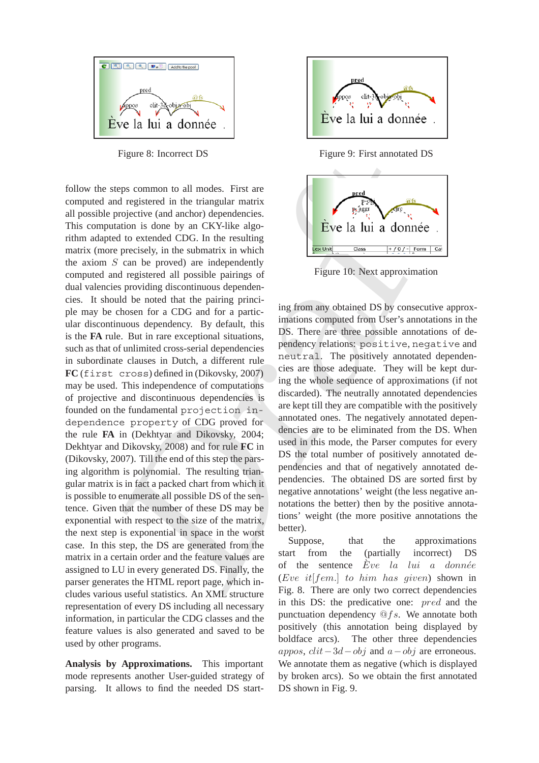Ève la lui a donnée .

Figure 8: Incorrect DS

Ève la lui a donnée .

Figure 9: First annotated DS

Ève la lui a donnée .

Figure 10: Next approximation

follow the steps common to all modes. First are computed and registered in the triangular matrix all possible projective (and anchor) dependencies. This computation is done by an CKY-like algorithm adapted to extended CDG. In the resulting matrix (more precisely, in the submatrix in which the axiom $S$ can be proved) are independently computed and registered all possible pairings of dual valencies providing discontinuous dependencies. It should be noted that the pairing principle may be chosen for a CDG and for a particular discontinuous dependency. By default, this is the **FA** rule. But in rare exceptional situations, such as that of unlimited cross-serial dependencies in subordinate clauses in Dutch, a different rule **FC** (`first cross`) defined in (Dikovsky, 2007) may be used. This independence of computations of projective and discontinuous dependencies is founded on the fundamental `projection independence property` of CDG proved for the rule **FA** in (Dekhtyar and Dikovsky, 2004; Dekhtyar and Dikovsky, 2008) and for rule **FC** in (Dikovsky, 2007). Till the end of this step the parsing algorithm is polynomial. The resulting triangular matrix is in fact a packed chart from which it is possible to enumerate all possible DS of the sentence. Given that the number of these DS may be exponential with respect to the size of the matrix, the next step is exponential in space in the worst case. In this step, the DS are generated from the matrix in a certain order and the feature values are assigned to LU in every generated DS. Finally, the parser generates the HTML report page, which includes various useful statistics. An XML structure representation of every DS including all necessary information, in particular the CDG classes and the feature values is also generated and saved to be used by other programs.

**Analysis by Approximations.** This important mode represents another User-guided strategy of parsing. It allows to find the needed DS starting from any obtained DS by consecutive approximations computed from User's annotations in the DS. There are three possible annotations of dependency relations: `positive`, `negative` and `neutral`. The positively annotated dependencies are those adequate. They will be kept during the whole sequence of approximations (if not discarded). The neutrally annotated dependencies are kept till they are compatible with the positively annotated ones. The negatively annotated dependencies are to be eliminated from the DS. When used in this mode, the Parser computes for every DS the total number of positively annotated dependencies and that of negatively annotated dependencies. The obtained DS are sorted first by negative annotations' weight (the less negative annotations the better) then by the positive annotations' weight (the more positive annotations the better).

Suppose, that the approximations start from the (partially incorrect) DS of the sentence *Ève la lui a donnée* (*Eve it[fem.] to him has given*) shown in Fig. 8. There are only two correct dependencies in this DS: the predicative one: $pred$ and the punctuation dependency $@fs$. We annotate both positively (this annotation being displayed by boldface arcs). The other three dependencies $appos$, $clit-3d-obj$ and $a-obj$ are erroneous. We annotate them as negative (which is displayed by broken arcs). So we obtain the first annotated DS shown in Fig. 9.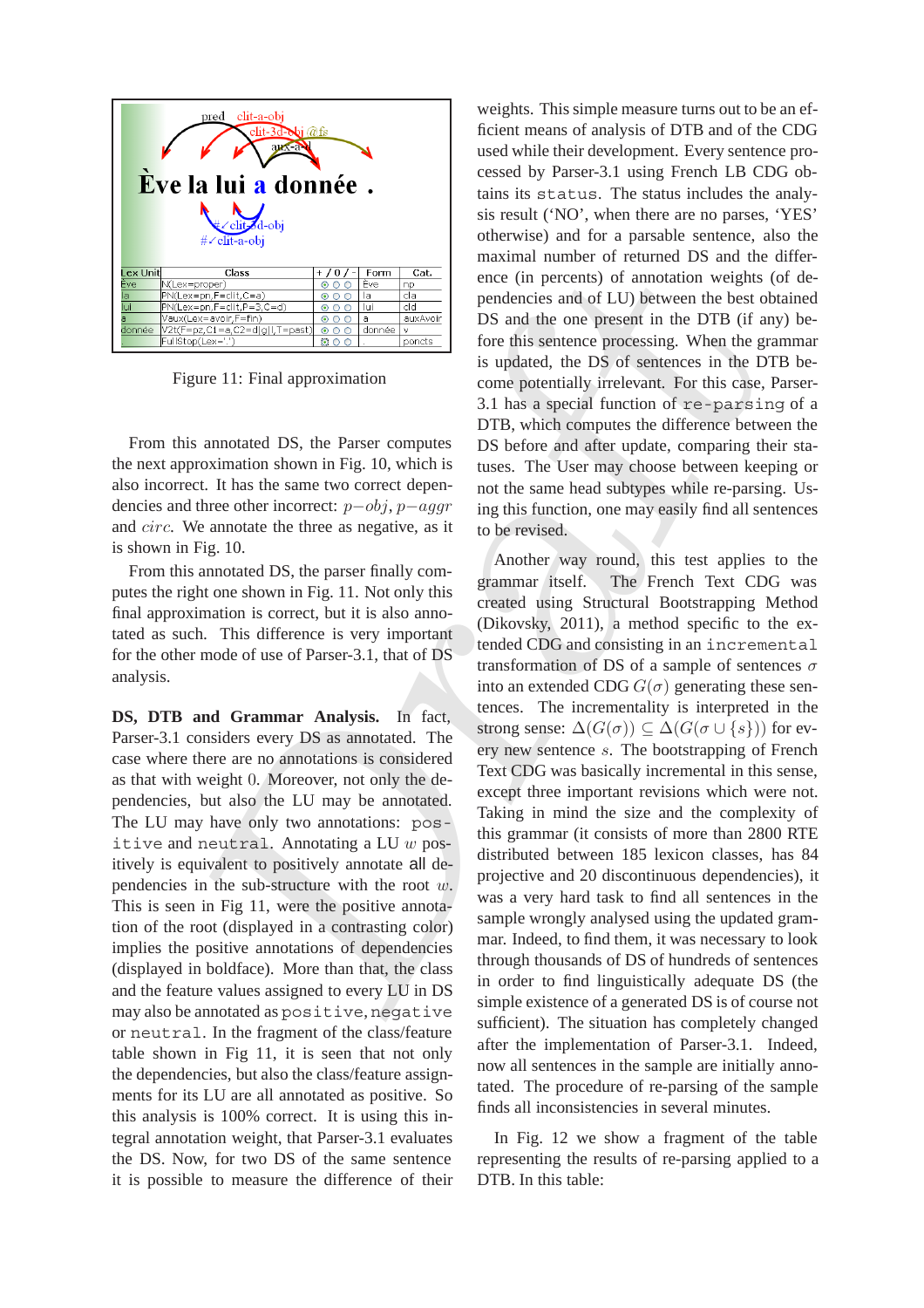Figure 11: Final approximation

From this annotated DS, the Parser computes the next approximation shown in Fig. 10, which is also incorrect. It has the same two correct dependencies and three other incorrect: $p{-}obj$, $p{-}aggr$ and $circ$. We annotate the three as negative, as it is shown in Fig. 10.

From this annotated DS, the parser finally computes the right one shown in Fig. 11. Not only this final approximation is correct, but it is also annotated as such. This difference is very important for the other mode of use of Parser-3.1, that of DS analysis.

**DS, DTB and Grammar Analysis.** In fact, Parser-3.1 considers every DS as annotated. The case where there are no annotations is considered as that with weight 0. Moreover, not only the dependencies, but also the LU may be annotated. The LU may have only two annotations: `positive` and `neutral`. Annotating a LU $w$ positively is equivalent to positively annotate all dependencies in the sub-structure with the root $w$. This is seen in Fig 11, were the positive annotation of the root (displayed in a contrasting color) implies the positive annotations of dependencies (displayed in boldface). More than that, the class and the feature values assigned to every LU in DS may also be annotated as `positive`, `negative` or `neutral`. In the fragment of the class/feature table shown in Fig 11, it is seen that not only the dependencies, but also the class/feature assignments for its LU are all annotated as positive. So this analysis is 100% correct. It is using this integral annotation weight, that Parser-3.1 evaluates the DS. Now, for two DS of the same sentence it is possible to measure the difference of their weights. This simple measure turns out to be an efficient means of analysis of DTB and of the CDG used while their development. Every sentence processed by Parser-3.1 using French LB CDG obtains its `status`. The status includes the analysis result ('NO', when there are no parses, 'YES' otherwise) and for a parsable sentence, also the maximal number of returned DS and the difference (in percents) of annotation weights (of dependencies and of LU) between the best obtained DS and the one present in the DTB (if any) before this sentence processing. When the grammar is updated, the DS of sentences in the DTB become potentially irrelevant. For this case, Parser-3.1 has a special function of `re-parsing` of a DTB, which computes the difference between the DS before and after update, comparing their statuses. The User may choose between keeping or not the same head subtypes while re-parsing. Using this function, one may easily find all sentences to be revised.

Another way round, this test applies to the grammar itself. The French Text CDG was created using Structural Bootstrapping Method (Dikovsky, 2011), a method specific to the extended CDG and consisting in an `incremental` transformation of DS of a sample of sentences $\sigma$ into an extended CDG $G(\sigma)$ generating these sentences. The incrementality is interpreted in the strong sense: $\Delta(G(\sigma)) \subseteq \Delta(G(\sigma \cup \{s\}))$ for every new sentence $s$. The bootstrapping of French Text CDG was basically incremental in this sense, except three important revisions which were not. Taking in mind the size and the complexity of this grammar (it consists of more than 2800 RTE distributed between 185 lexicon classes, has 84 projective and 20 discontinuous dependencies), it was a very hard task to find all sentences in the sample wrongly analysed using the updated grammar. Indeed, to find them, it was necessary to look through thousands of DS of hundreds of sentences in order to find linguistically adequate DS (the simple existence of a generated DS is of course not sufficient). The situation has completely changed after the implementation of Parser-3.1. Indeed, now all sentences in the sample are initially annotated. The procedure of re-parsing of the sample finds all inconsistencies in several minutes.

In Fig. 12 we show a fragment of the table representing the results of re-parsing applied to a DTB. In this table: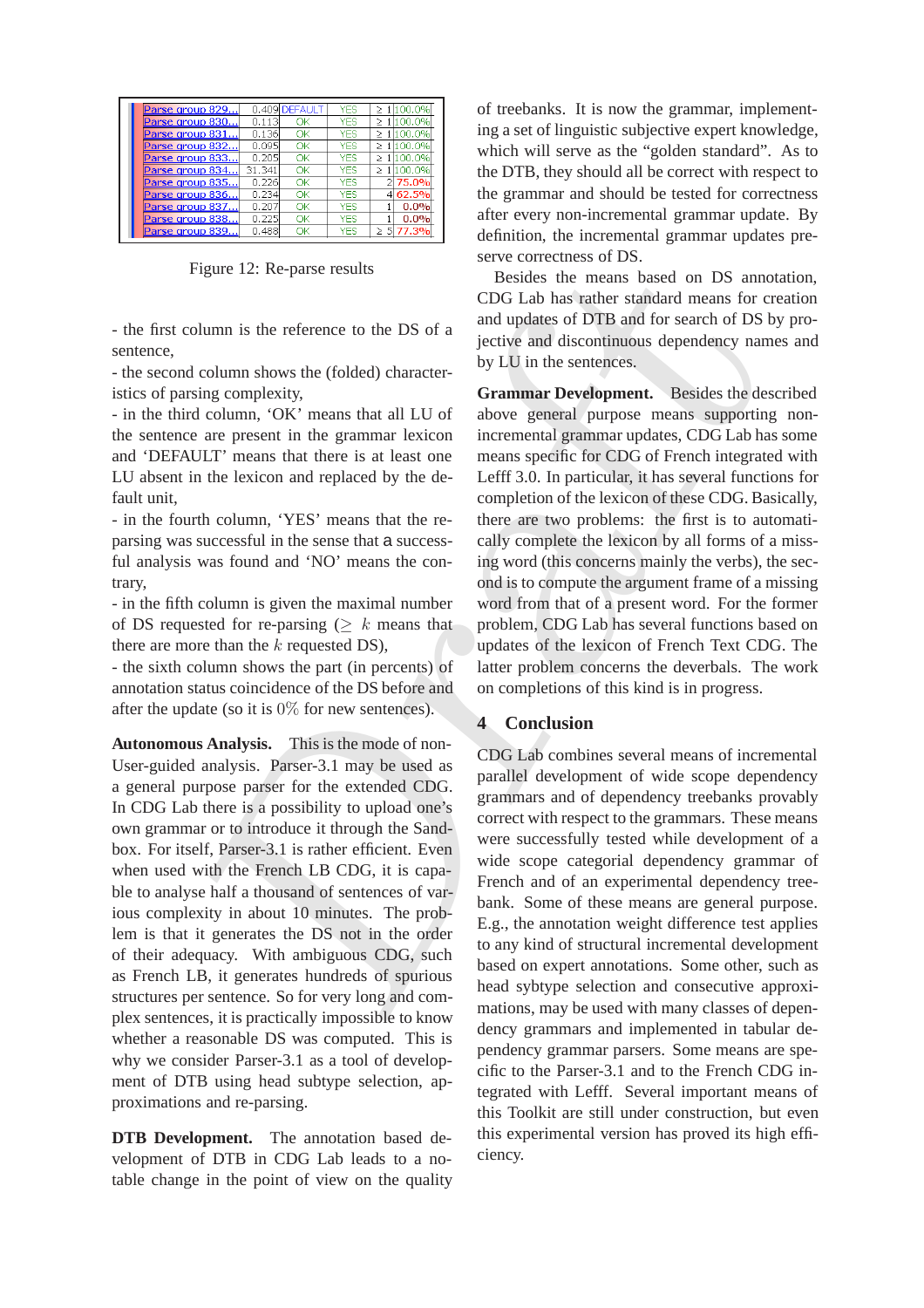| Parse group 829... | 0.409 | DEFAULT | YES | ≥ 1 | 100.0% |
|---|---|---|---|---|---|
| Parse group 830... | 0.113 | OK | YES | ≥ 1 | 100.0% |
| Parse group 831... | 0.136 | OK | YES | ≥ 1 | 100.0% |
| Parse group 832... | 0.095 | OK | YES | ≥ 1 | 100.0% |
| Parse group 833... | 0.205 | OK | YES | ≥ 1 | 100.0% |
| Parse group 834... | 31.341 | OK | YES | ≥ 1 | 100.0% |
| Parse group 835... | 0.226 | OK | YES | 2 | 75.0% |
| Parse group 836... | 0.234 | OK | YES | 4 | 62.5% |
| Parse group 837... | 0.207 | OK | YES | 1 | 0.0% |
| Parse group 838... | 0.225 | OK | YES | 1 | 0.0% |
| Parse group 839... | 0.488 | OK | YES | ≥ 5 | 77.3% |

Figure 12: Re-parse results

- the first column is the reference to the DS of a sentence,
- the second column shows the (folded) characteristics of parsing complexity,
- in the third column, 'OK' means that all LU of the sentence are present in the grammar lexicon and 'DEFAULT' means that there is at least one LU absent in the lexicon and replaced by the default unit,
- in the fourth column, 'YES' means that the reparsing was successful in the sense that a successful analysis was found and 'NO' means the contrary,
- in the fifth column is given the maximal number of DS requested for re-parsing ($\geq k$ means that there are more than the $k$ requested DS),
- the sixth column shows the part (in percents) of annotation status coincidence of the DS before and after the update (so it is $0\%$ for new sentences).

**Autonomous Analysis.** This is the mode of non-User-guided analysis. Parser-3.1 may be used as a general purpose parser for the extended CDG. In CDG Lab there is a possibility to upload one's own grammar or to introduce it through the Sandbox. For itself, Parser-3.1 is rather efficient. Even when used with the French LB CDG, it is capable to analyse half a thousand of sentences of various complexity in about 10 minutes. The problem is that it generates the DS not in the order of their adequacy. With ambiguous CDG, such as French LB, it generates hundreds of spurious structures per sentence. So for very long and complex sentences, it is practically impossible to know whether a reasonable DS was computed. This is why we consider Parser-3.1 as a tool of development of DTB using head subtype selection, approximations and re-parsing.

**DTB Development.** The annotation based development of DTB in CDG Lab leads to a notable change in the point of view on the quality of treebanks. It is now the grammar, implementing a set of linguistic subjective expert knowledge, which will serve as the "golden standard". As to the DTB, they should all be correct with respect to the grammar and should be tested for correctness after every non-incremental grammar update. By definition, the incremental grammar updates preserve correctness of DS.

Besides the means based on DS annotation, CDG Lab has rather standard means for creation and updates of DTB and for search of DS by projective and discontinuous dependency names and by LU in the sentences.

**Grammar Development.** Besides the described above general purpose means supporting non-incremental grammar updates, CDG Lab has some means specific for CDG of French integrated with Lefff 3.0. In particular, it has several functions for completion of the lexicon of these CDG. Basically, there are two problems: the first is to automatically complete the lexicon by all forms of a missing word (this concerns mainly the verbs), the second is to compute the argument frame of a missing word from that of a present word. For the former problem, CDG Lab has several functions based on updates of the lexicon of French Text CDG. The latter problem concerns the deverbals. The work on completions of this kind is in progress.

## 4 Conclusion

CDG Lab combines several means of incremental parallel development of wide scope dependency grammars and of dependency treebanks provably correct with respect to the grammars. These means were successfully tested while development of a wide scope categorial dependency grammar of French and of an experimental dependency treebank. Some of these means are general purpose. E.g., the annotation weight difference test applies to any kind of structural incremental development based on expert annotations. Some other, such as head sybtype selection and consecutive approximations, may be used with many classes of dependency grammars and implemented in tabular dependency grammar parsers. Some means are specific to the Parser-3.1 and to the French CDG integrated with Lefff. Several important means of this Toolkit are still under construction, but even this experimental version has proved its high efficiency.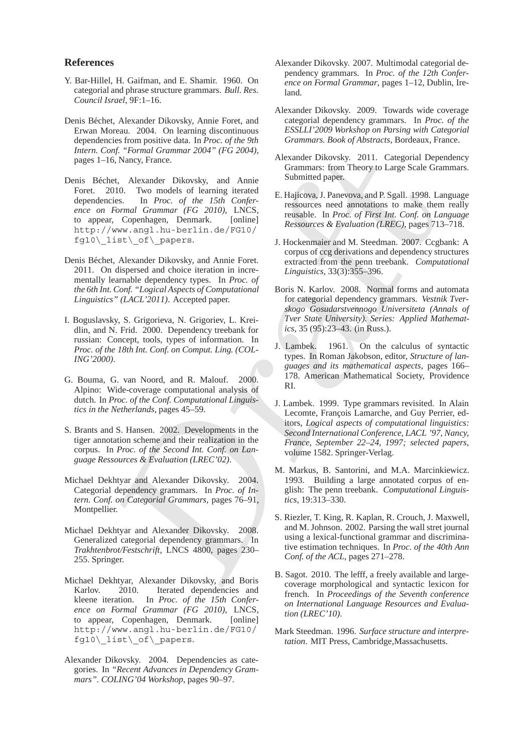## References

Y. Bar-Hillel, H. Gaifman, and E. Shamir. 1960. On categorial and phrase structure grammars. *Bull. Res. Council Israel*, 9F:1–16.

Denis Béchet, Alexander Dikovsky, Annie Foret, and Erwan Moreau. 2004. On learning discontinuous dependencies from positive data. In *Proc. of the 9th Intern. Conf. "Formal Grammar 2004" (FG 2004)*, pages 1–16, Nancy, France.

Denis Béchet, Alexander Dikovsky, and Annie Foret. 2010. Two models of learning iterated dependencies. In *Proc. of the 15th Conference on Formal Grammar (FG 2010)*, LNCS, to appear, Copenhagen, Denmark. [online] http://www.angl.hu-berlin.de/FG10/fg10\_list\_of\_papers.

Denis Béchet, Alexander Dikovsky, and Annie Foret. 2011. On dispersed and choice iteration in incrementally learnable dependency types. In *Proc. of the 6th Int. Conf. "Logical Aspects of Computational Linguistics" (LACL'2011)*. Accepted paper.

I. Boguslavsky, S. Grigorieva, N. Grigoriev, L. Kreidlin, and N. Frid. 2000. Dependency treebank for russian: Concept, tools, types of information. In *Proc. of the 18th Int. Conf. on Comput. Ling. (COLING'2000)*.

G. Bouma, G. van Noord, and R. Malouf. 2000. Alpino: Wide-coverage computational analysis of dutch. In *Proc. of the Conf. Computational Linguistics in the Netherlands*, pages 45–59.

S. Brants and S. Hansen. 2002. Developments in the tiger annotation scheme and their realization in the corpus. In *Proc. of the Second Int. Conf. on Language Ressources & Evaluation (LREC'02)*.

Michael Dekhtyar and Alexander Dikovsky. 2004. Categorial dependency grammars. In *Proc. of Intern. Conf. on Categorial Grammars*, pages 76–91, Montpellier.

Michael Dekhtyar and Alexander Dikovsky. 2008. Generalized categorial dependency grammars. In *Trakhtenbrot/Festschrift*, LNCS 4800, pages 230–255. Springer.

Michael Dekhtyar, Alexander Dikovsky, and Boris Karlov. 2010. Iterated dependencies and kleene iteration. In *Proc. of the 15th Conference on Formal Grammar (FG 2010)*, LNCS, to appear, Copenhagen, Denmark. [online] http://www.angl.hu-berlin.de/FG10/fg10\_list\_of\_papers.

Alexander Dikovsky. 2004. Dependencies as categories. In *"Recent Advances in Dependency Grammars". COLING'04 Workshop*, pages 90–97.

Alexander Dikovsky. 2007. Multimodal categorial dependency grammars. In *Proc. of the 12th Conference on Formal Grammar*, pages 1–12, Dublin, Ireland.

Alexander Dikovsky. 2009. Towards wide coverage categorial dependency grammars. In *Proc. of the ESSLLI'2009 Workshop on Parsing with Categorial Grammars. Book of Abstracts*, Bordeaux, France.

Alexander Dikovsky. 2011. Categorial Dependency Grammars: from Theory to Large Scale Grammars. Submitted paper.

E. Hajicova, J. Panevova, and P. Sgall. 1998. Language ressources need annotations to make them really reusable. In *Proc. of First Int. Conf. on Language Ressources & Evaluation (LREC)*, pages 713–718.

J. Hockenmaier and M. Steedman. 2007. Ccgbank: A corpus of ccg derivations and dependency structures extracted from the penn treebank. *Computational Linguistics*, 33(3):355–396.

Boris N. Karlov. 2008. Normal forms and automata for categorial dependency grammars. *Vestnik Tverskogo Gosudarstvennogo Universiteta (Annals of Tver State University). Series: Applied Mathematics*, 35 (95):23–43. (in Russ.).

J. Lambek. 1961. On the calculus of syntactic types. In Roman Jakobson, editor, *Structure of languages and its mathematical aspects*, pages 166–178. American Mathematical Society, Providence RI.

J. Lambek. 1999. Type grammars revisited. In Alain Lecomte, François Lamarche, and Guy Perrier, editors, *Logical aspects of computational linguistics: Second International Conference, LACL '97, Nancy, France, September 22–24, 1997; selected papers*, volume 1582. Springer-Verlag.

M. Markus, B. Santorini, and M.A. Marcinkiewicz. 1993. Building a large annotated corpus of english: The penn treebank. *Computational Linguistics*, 19:313–330.

S. Riezler, T. King, R. Kaplan, R. Crouch, J. Maxwell, and M. Johnson. 2002. Parsing the wall stret journal using a lexical-functional grammar and discriminative estimation techniques. In *Proc. of the 40th Ann Conf. of the ACL*, pages 271–278.

B. Sagot. 2010. The lefff, a freely available and large-coverage morphological and syntactic lexicon for french. In *Proceedings of the Seventh conference on International Language Resources and Evaluation (LREC'10)*.

Mark Steedman. 1996. *Surface structure and interpretation*. MIT Press, Cambridge,Massachusetts.